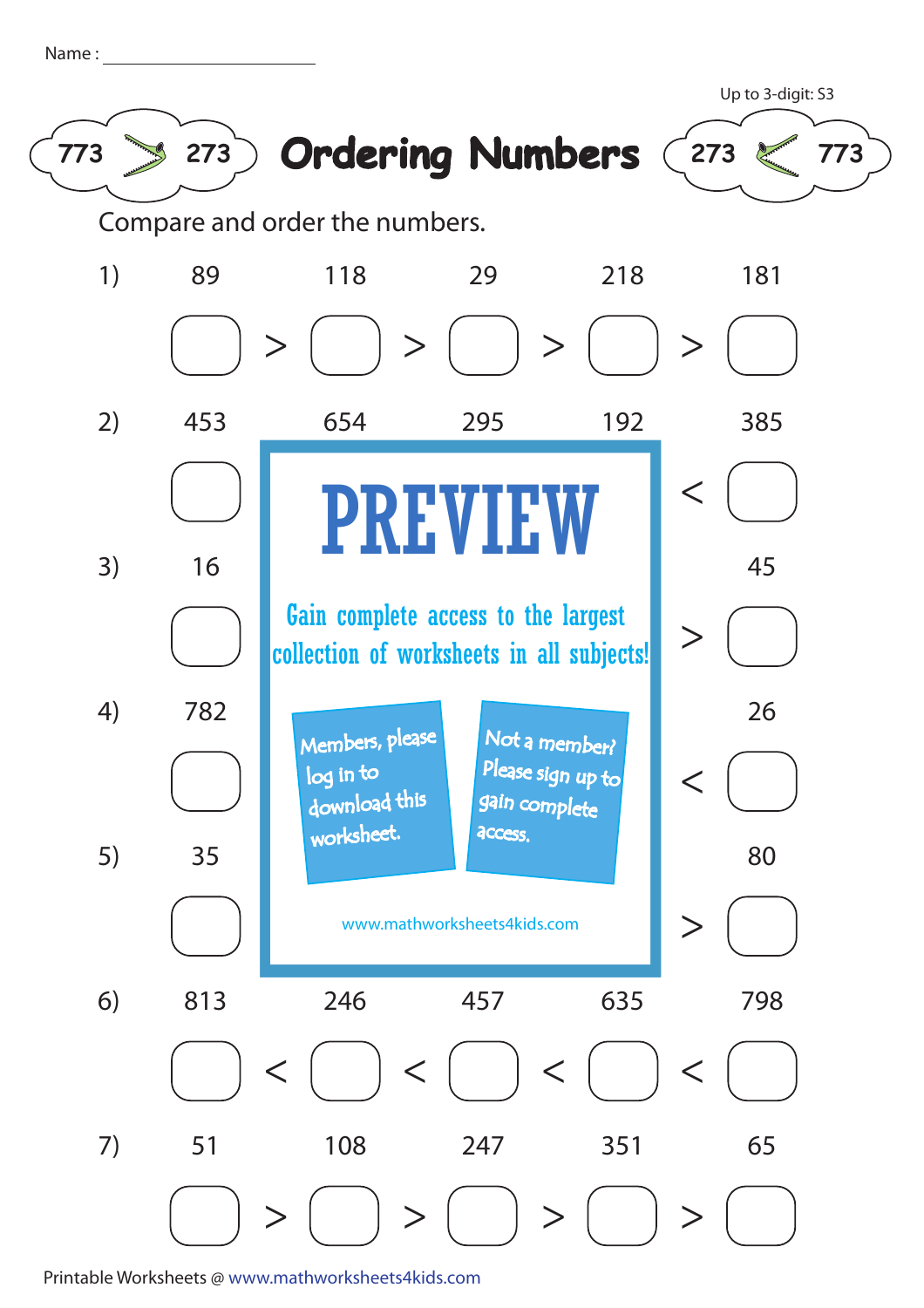Name : ____________________

Up to 3-digit: S3

773 > 273

# Ordering Numbers

273 < 773

Compare and order the numbers.

1) 89 118 29 218 181

☐ > ☐ > ☐ > ☐ > ☐

2) 453 654 295 192 385

☐ < ☐

3) 16 45

☐ > ☐

4) 782 26

☐ < ☐

5) 35 80

☐ > ☐

**PREVIEW**

Gain complete access to the largest collection of worksheets in all subjects!

Members, please log in to download this worksheet.

Not a member? Please sign up to gain complete access.

www.mathworksheets4kids.com

6) 813 246 457 635 798

☐ < ☐ < ☐ < ☐ < ☐

7) 51 108 247 351 65

☐ > ☐ > ☐ > ☐ > ☐

Printable Worksheets @ www.mathworksheets4kids.com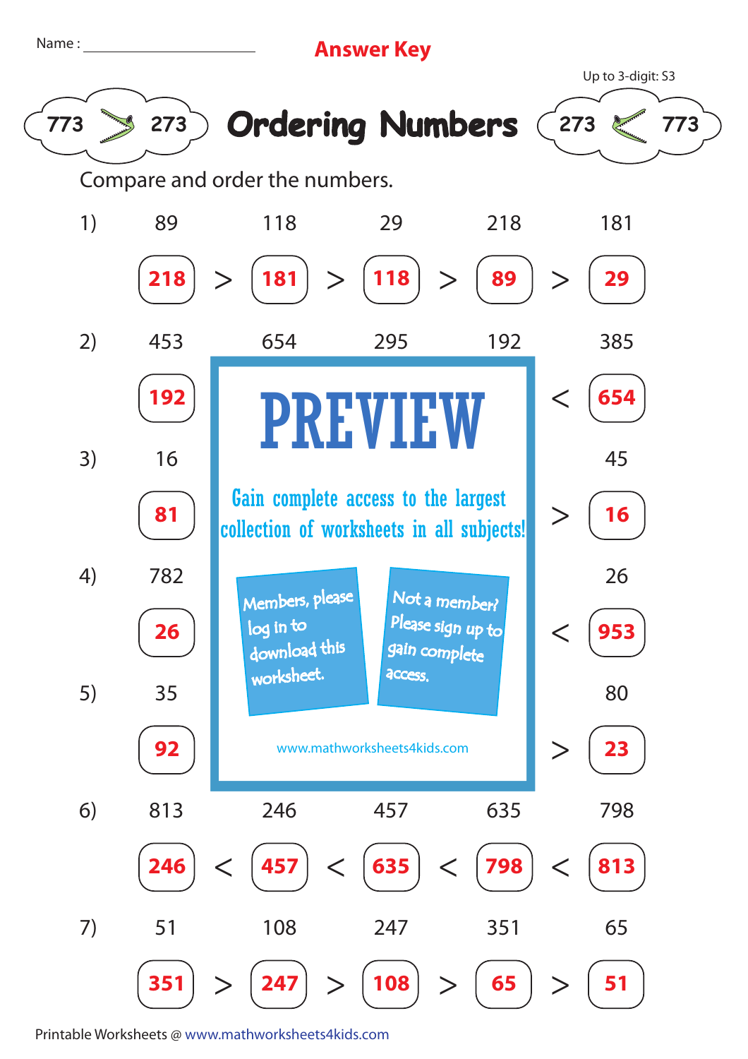Name : ____________________

**Answer Key**

Up to 3-digit: S3

773 > 273

# Ordering Numbers

273 < 773

Compare and order the numbers.

1) 89 118 29 218 181

218 > 181 > 118 > 89 > 29

2) 453 654 295 192 385

192 < 654

3) 16 45

81 > 16

4) 782 26

26 < 953

5) 35 80

92 > 23

**PREVIEW**

Gain complete access to the largest collection of worksheets in all subjects!

Members, please log in to download this worksheet.

Not a member? Please sign up to gain complete access.

www.mathworksheets4kids.com

6) 813 246 457 635 798

246 < 457 < 635 < 798 < 813

7) 51 108 247 351 65

351 > 247 > 108 > 65 > 51

Printable Worksheets @ www.mathworksheets4kids.com